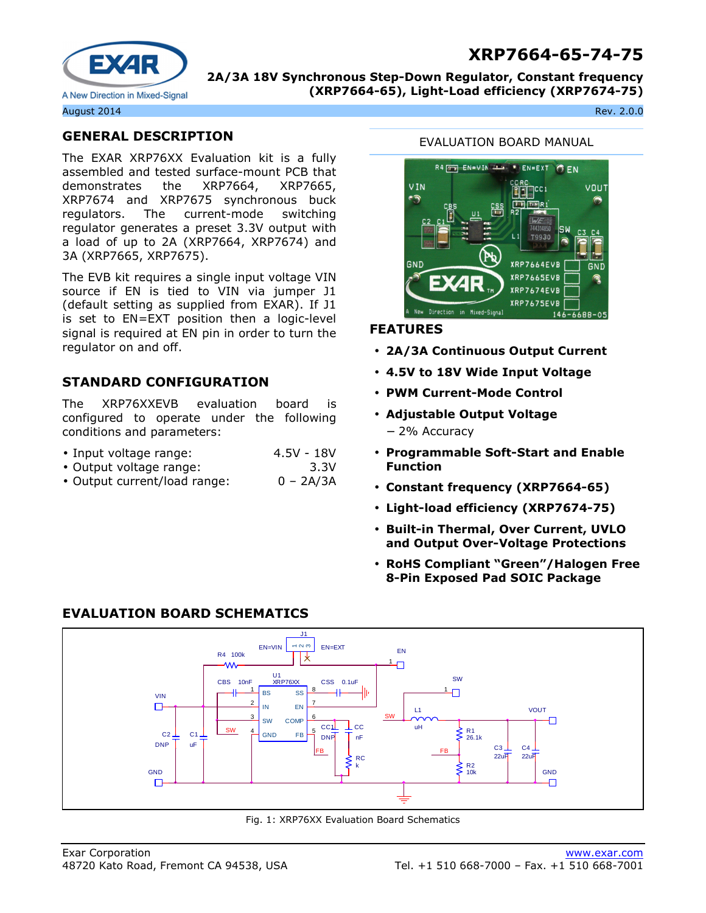# XRP7664-65-74-75

**2A/3A 18V Synchronous Step-Down Regulator, Constant frequency (XRP7664-65), Light-Load efficiency (XRP7674-75)**

August 2014 Rev. 2.0.0

EVALUATION BOARD MANUAL

## GENERAL DESCRIPTION

The EXAR XRP76XX Evaluation kit is a fully assembled and tested surface-mount PCB that demonstrates the XRP7664, XRP7665, XRP7674 and XRP7675 synchronous buck regulators. The current-mode switching regulator generates a preset 3.3V output with a load of up to 2A (XRP7664, XRP7674) and 3A (XRP7665, XRP7675).

The EVB kit requires a single input voltage VIN source if EN is tied to VIN via jumper J1 (default setting as supplied from EXAR). If J1 is set to EN=EXT position then a logic-level signal is required at EN pin in order to turn the regulator on and off.

## STANDARD CONFIGURATION

The XRP76XXEVB evaluation board is configured to operate under the following conditions and parameters:

- Input voltage range: 4.5V - 18V
- Output voltage range: 3.3V
- Output current/load range: 0 – 2A/3A

## FEATURES

- **2A/3A Continuous Output Current**
- **4.5V to 18V Wide Input Voltage**
- **PWM Current-Mode Control**
- **Adjustable Output Voltage**
  - − 2% Accuracy
- **Programmable Soft-Start and Enable Function**
- **Constant frequency (XRP7664-65)**
- **Light-load efficiency (XRP7674-75)**
- **Built-in Thermal, Over Current, UVLO and Output Over-Voltage Protections**
- **RoHS Compliant "Green"/Halogen Free 8-Pin Exposed Pad SOIC Package**

## EVALUATION BOARD SCHEMATICS

Fig. 1: XRP76XX Evaluation Board Schematics

Exar Corporation
48720 Kato Road, Fremont CA 94538, USA

www.exar.com
Tel. +1 510 668-7000 – Fax. +1 510 668-7001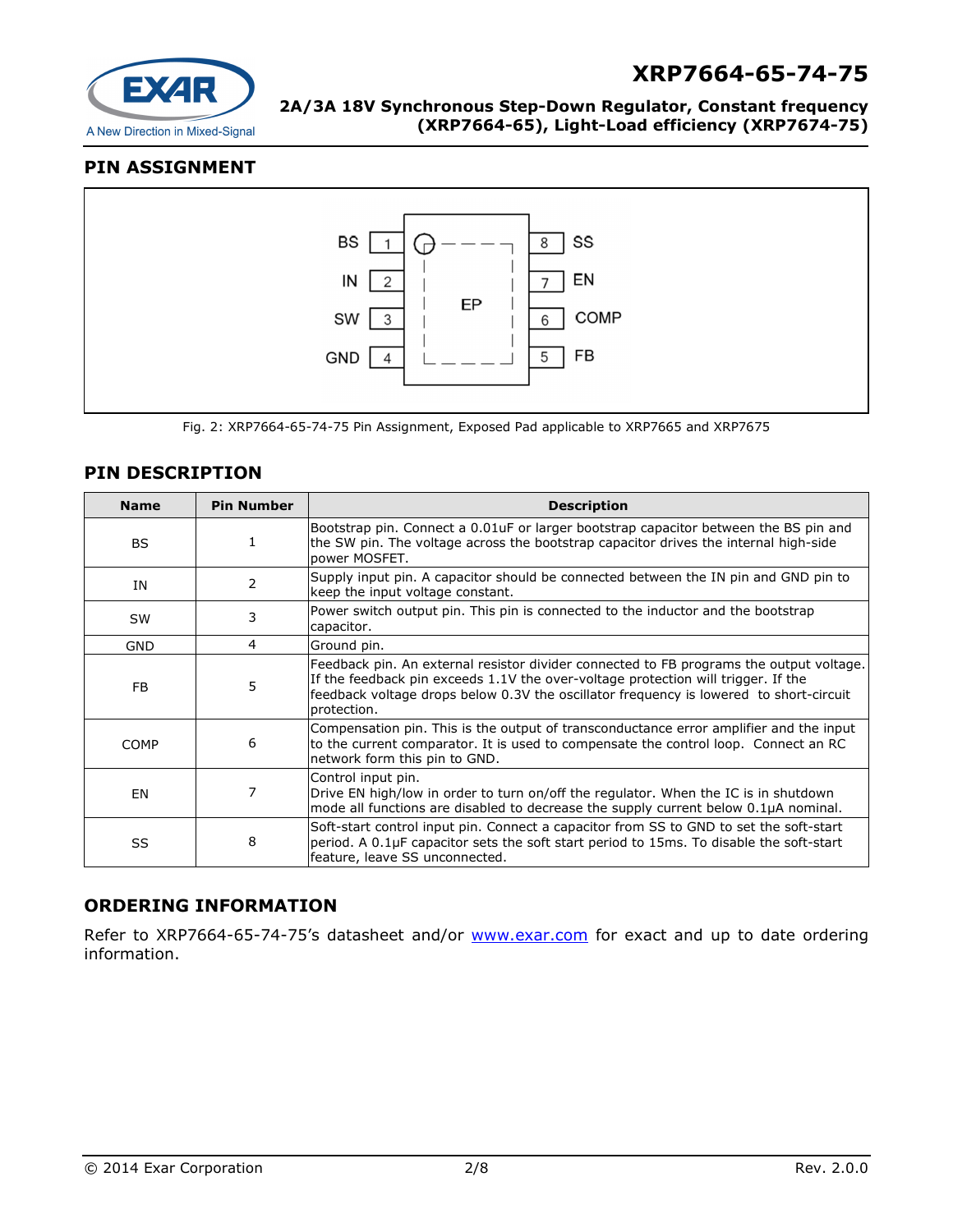## PIN ASSIGNMENT

Fig. 2: XRP7664-65-74-75 Pin Assignment, Exposed Pad applicable to XRP7665 and XRP7675

## PIN DESCRIPTION

| Name | Pin Number | Description |
|---|---|---|
| BS | 1 | Bootstrap pin. Connect a 0.01uF or larger bootstrap capacitor between the BS pin and the SW pin. The voltage across the bootstrap capacitor drives the internal high-side power MOSFET. |
| IN | 2 | Supply input pin. A capacitor should be connected between the IN pin and GND pin to keep the input voltage constant. |
| SW | 3 | Power switch output pin. This pin is connected to the inductor and the bootstrap capacitor. |
| GND | 4 | Ground pin. |
| FB | 5 | Feedback pin. An external resistor divider connected to FB programs the output voltage. If the feedback pin exceeds 1.1V the over-voltage protection will trigger. If the feedback voltage drops below 0.3V the oscillator frequency is lowered to short-circuit protection. |
| COMP | 6 | Compensation pin. This is the output of transconductance error amplifier and the input to the current comparator. It is used to compensate the control loop. Connect an RC network form this pin to GND. |
| EN | 7 | Control input pin.<br>Drive EN high/low in order to turn on/off the regulator. When the IC is in shutdown mode all functions are disabled to decrease the supply current below 0.1µA nominal. |
| SS | 8 | Soft-start control input pin. Connect a capacitor from SS to GND to set the soft-start period. A 0.1µF capacitor sets the soft start period to 15ms. To disable the soft-start feature, leave SS unconnected. |

## ORDERING INFORMATION

Refer to XRP7664-65-74-75's datasheet and/or [www.exar.com](http://www.exar.com) for exact and up to date ordering information.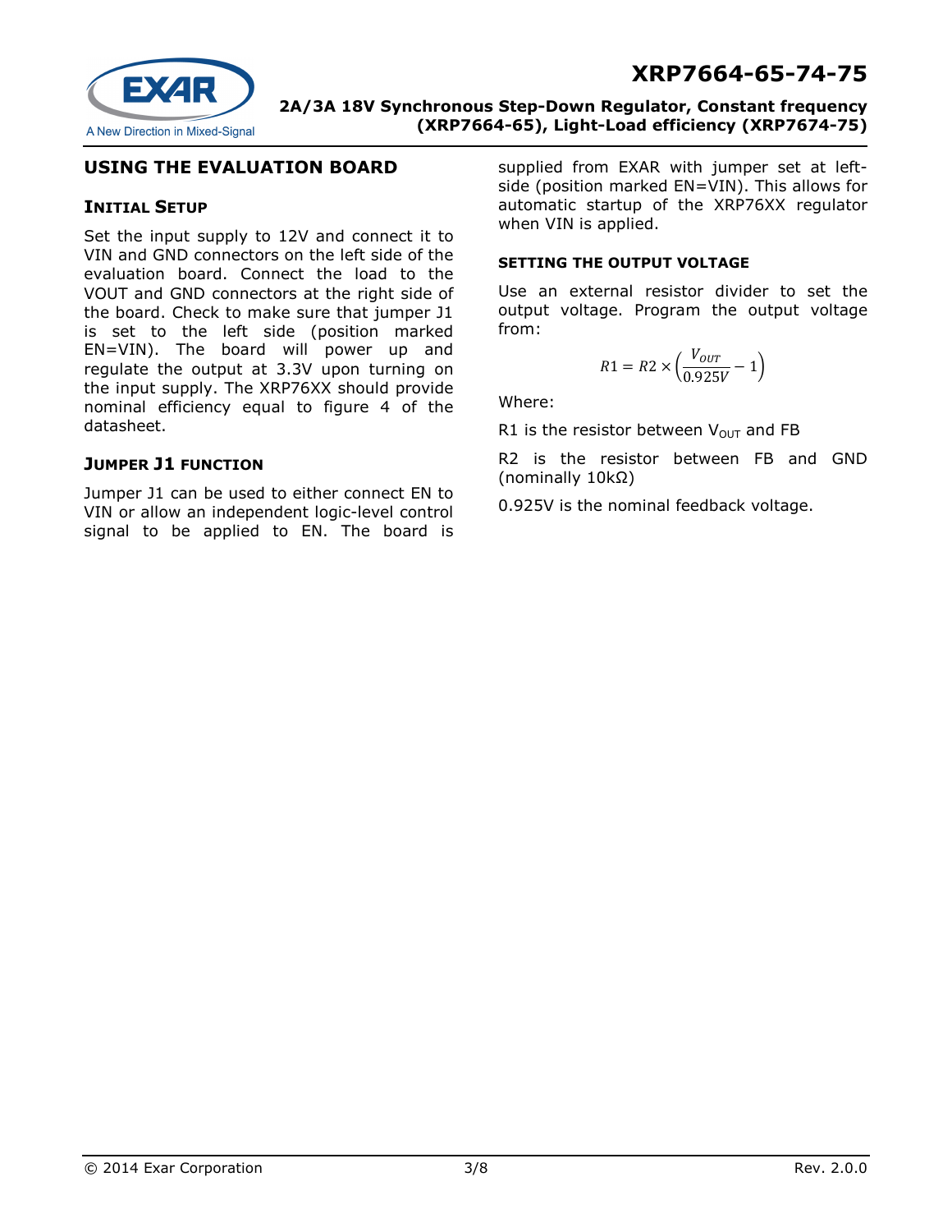## USING THE EVALUATION BOARD

### INITIAL SETUP

Set the input supply to 12V and connect it to VIN and GND connectors on the left side of the evaluation board. Connect the load to the VOUT and GND connectors at the right side of the board. Check to make sure that jumper J1 is set to the left side (position marked EN=VIN). The board will power up and regulate the output at 3.3V upon turning on the input supply. The XRP76XX should provide nominal efficiency equal to figure 4 of the datasheet.

### JUMPER J1 FUNCTION

Jumper J1 can be used to either connect EN to VIN or allow an independent logic-level control signal to be applied to EN. The board is supplied from EXAR with jumper set at left-side (position marked EN=VIN). This allows for automatic startup of the XRP76XX regulator when VIN is applied.

### SETTING THE OUTPUT VOLTAGE

Use an external resistor divider to set the output voltage. Program the output voltage from:

$$R1 = R2 \times \left(\frac{V_{OUT}}{0.925V} - 1\right)$$

Where:

R1 is the resistor between $V_{OUT}$ and FB

R2 is the resistor between FB and GND (nominally 10kΩ)

0.925V is the nominal feedback voltage.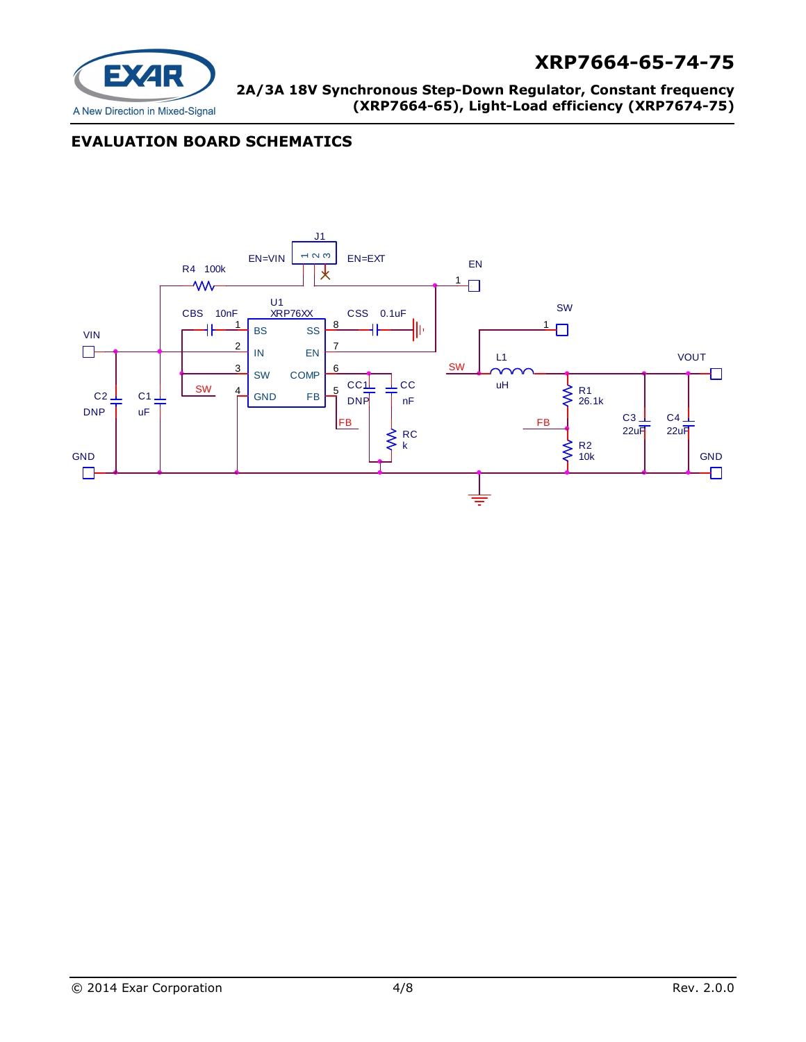## EVALUATION BOARD SCHEMATICS

J1

EN=VIN 1 2 3 EN=EXT

R4 100k

EN

1

U1
XRP76XX

CBS 10nF

CSS 0.1uF

SW

1

VIN

| Pin | Name | Name | Pin |
|---|---|---|---|
| 1 | BS | SS | 8 |
| 2 | IN | EN | 7 |
| 3 | SW | COMP | 6 |
| 4 | GND | FB | 5 |

SW

L1

uH

VOUT

SW

CC1 DNP

CC nF

R1 26.1k

C2 DNP

C1 uF

FB

RC k

FB

C3 22uF

C4 22uF

R2 10k

GND

GND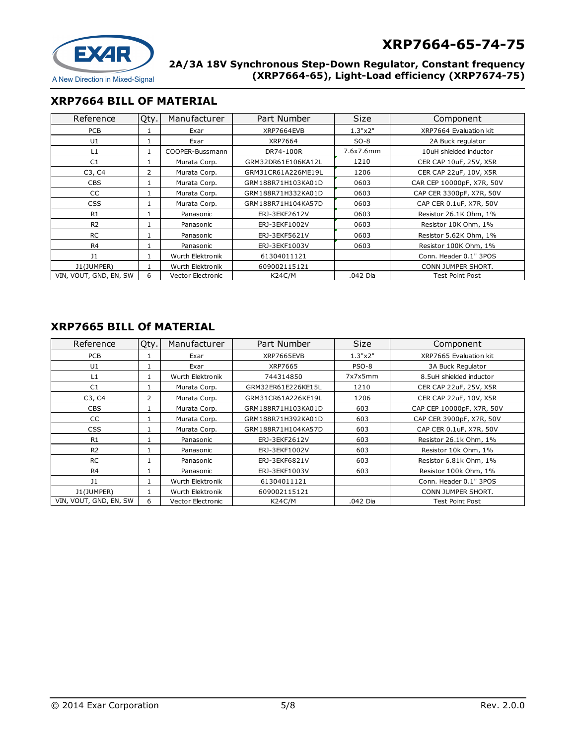## XRP7664 BILL OF MATERIAL

| Reference | Qty. | Manufacturer | Part Number | Size | Component |
|---|---|---|---|---|---|
| PCB | 1 | Exar | XRP7664EVB | 1.3"x2" | XRP7664 Evaluation kit |
| U1 | 1 | Exar | XRP7664 | SO-8 | 2A Buck regulator |
| L1 | 1 | COOPER-Bussmann | DR74-100R | 7.6x7.6mm | 10uH shielded inductor |
| C1 | 1 | Murata Corp. | GRM32DR61E106KA12L | 1210 | CER CAP 10uF, 25V, X5R |
| C3, C4 | 2 | Murata Corp. | GRM31CR61A226ME19L | 1206 | CER CAP 22uF, 10V, X5R |
| CBS | 1 | Murata Corp. | GRM188R71H103KA01D | 0603 | CAR CEP 10000pF, X7R, 50V |
| CC | 1 | Murata Corp. | GRM188R71H332KA01D | 0603 | CAP CER 3300pF, X7R, 50V |
| CSS | 1 | Murata Corp. | GRM188R71H104KA57D | 0603 | CAP CER 0.1uF, X7R, 50V |
| R1 | 1 | Panasonic | ERJ-3EKF2612V | 0603 | Resistor 26.1K Ohm, 1% |
| R2 | 1 | Panasonic | ERJ-3EKF1002V | 0603 | Resistor 10K Ohm, 1% |
| RC | 1 | Panasonic | ERJ-3EKF5621V | 0603 | Resistor 5.62K Ohm, 1% |
| R4 | 1 | Panasonic | ERJ-3EKF1003V | 0603 | Resistor 100K Ohm, 1% |
| J1 | 1 | Wurth Elektronik | 61304011121 | | Conn. Header 0.1" 3POS |
| J1(JUMPER) | 1 | Wurth Elektronik | 609002115121 | | CONN JUMPER SHORT. |
| VIN, VOUT, GND, EN, SW | 6 | Vector Electronic | K24C/M | .042 Dia | Test Point Post |

## XRP7665 BILL Of MATERIAL

| Reference | Qty. | Manufacturer | Part Number | Size | Component |
|---|---|---|---|---|---|
| PCB | 1 | Exar | XRP7665EVB | 1.3"x2" | XRP7665 Evaluation kit |
| U1 | 1 | Exar | XRP7665 | PSO-8 | 3A Buck Regulator |
| L1 | 1 | Wurth Elektronik | 744314850 | 7x7x5mm | 8.5uH shielded inductor |
| C1 | 1 | Murata Corp. | GRM32ER61E226KE15L | 1210 | CER CAP 22uF, 25V, X5R |
| C3, C4 | 2 | Murata Corp. | GRM31CR61A226KE19L | 1206 | CER CAP 22uF, 10V, X5R |
| CBS | 1 | Murata Corp. | GRM188R71H103KA01D | 603 | CAP CEP 10000pF, X7R, 50V |
| CC | 1 | Murata Corp. | GRM188R71H392KA01D | 603 | CAP CER 3900pF, X7R, 50V |
| CSS | 1 | Murata Corp. | GRM188R71H104KA57D | 603 | CAP CER 0.1uF, X7R, 50V |
| R1 | 1 | Panasonic | ERJ-3EKF2612V | 603 | Resistor 26.1k Ohm, 1% |
| R2 | 1 | Panasonic | ERJ-3EKF1002V | 603 | Resistor 10k Ohm, 1% |
| RC | 1 | Panasonic | ERJ-3EKF6821V | 603 | Resistor 6.81k Ohm, 1% |
| R4 | 1 | Panasonic | ERJ-3EKF1003V | 603 | Resistor 100k Ohm, 1% |
| J1 | 1 | Wurth Elektronik | 61304011121 | | Conn. Header 0.1" 3POS |
| J1(JUMPER) | 1 | Wurth Elektronik | 609002115121 | | CONN JUMPER SHORT. |
| VIN, VOUT, GND, EN, SW | 6 | Vector Electronic | K24C/M | .042 Dia | Test Point Post |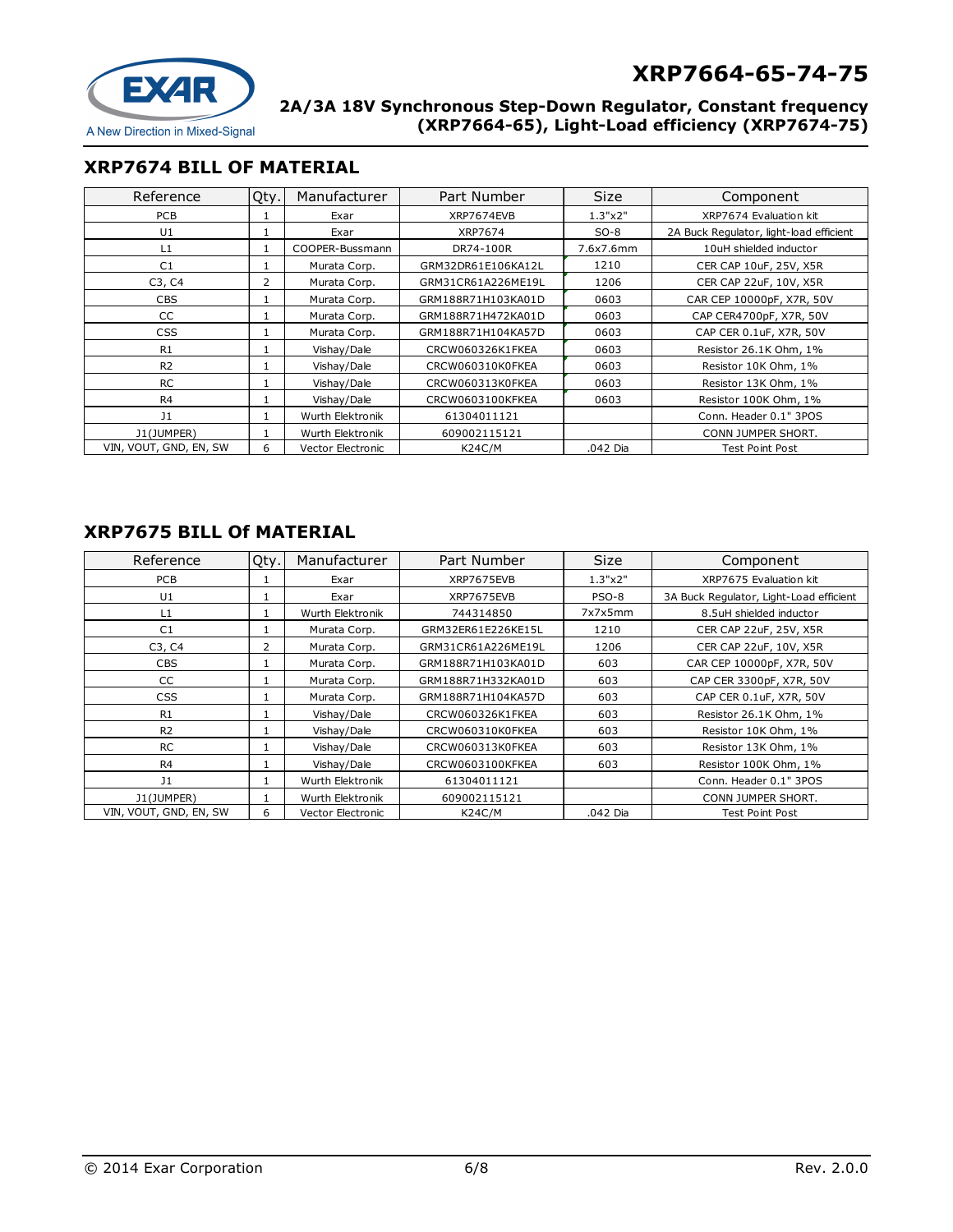## XRP7674 BILL OF MATERIAL

| Reference | Qty. | Manufacturer | Part Number | Size | Component |
|---|---|---|---|---|---|
| PCB | 1 | Exar | XRP7674EVB | 1.3"x2" | XRP7674 Evaluation kit |
| U1 | 1 | Exar | XRP7674 | SO-8 | 2A Buck Regulator, light-load efficient |
| L1 | 1 | COOPER-Bussmann | DR74-100R | 7.6x7.6mm | 10uH shielded inductor |
| C1 | 1 | Murata Corp. | GRM32DR61E106KA12L | 1210 | CER CAP 10uF, 25V, X5R |
| C3, C4 | 2 | Murata Corp. | GRM31CR61A226ME19L | 1206 | CER CAP 22uF, 10V, X5R |
| CBS | 1 | Murata Corp. | GRM188R71H103KA01D | 0603 | CAR CEP 10000pF, X7R, 50V |
| CC | 1 | Murata Corp. | GRM188R71H472KA01D | 0603 | CAP CER4700pF, X7R, 50V |
| CSS | 1 | Murata Corp. | GRM188R71H104KA57D | 0603 | CAP CER 0.1uF, X7R, 50V |
| R1 | 1 | Vishay/Dale | CRCW060326K1FKEA | 0603 | Resistor 26.1K Ohm, 1% |
| R2 | 1 | Vishay/Dale | CRCW060310K0FKEA | 0603 | Resistor 10K Ohm, 1% |
| RC | 1 | Vishay/Dale | CRCW060313K0FKEA | 0603 | Resistor 13K Ohm, 1% |
| R4 | 1 | Vishay/Dale | CRCW0603100KFKEA | 0603 | Resistor 100K Ohm, 1% |
| J1 | 1 | Wurth Elektronik | 61304011121 | | Conn. Header 0.1" 3POS |
| J1(JUMPER) | 1 | Wurth Elektronik | 609002115121 | | CONN JUMPER SHORT. |
| VIN, VOUT, GND, EN, SW | 6 | Vector Electronic | K24C/M | .042 Dia | Test Point Post |

## XRP7675 BILL Of MATERIAL

| Reference | Qty. | Manufacturer | Part Number | Size | Component |
|---|---|---|---|---|---|
| PCB | 1 | Exar | XRP7675EVB | 1.3"x2" | XRP7675 Evaluation kit |
| U1 | 1 | Exar | XRP7675EVB | PSO-8 | 3A Buck Regulator, Light-Load efficient |
| L1 | 1 | Wurth Elektronik | 744314850 | 7x7x5mm | 8.5uH shielded inductor |
| C1 | 1 | Murata Corp. | GRM32ER61E226KE15L | 1210 | CER CAP 22uF, 25V, X5R |
| C3, C4 | 2 | Murata Corp. | GRM31CR61A226ME19L | 1206 | CER CAP 22uF, 10V, X5R |
| CBS | 1 | Murata Corp. | GRM188R71H103KA01D | 603 | CAR CEP 10000pF, X7R, 50V |
| CC | 1 | Murata Corp. | GRM188R71H332KA01D | 603 | CAP CER 3300pF, X7R, 50V |
| CSS | 1 | Murata Corp. | GRM188R71H104KA57D | 603 | CAP CER 0.1uF, X7R, 50V |
| R1 | 1 | Vishay/Dale | CRCW060326K1FKEA | 603 | Resistor 26.1K Ohm, 1% |
| R2 | 1 | Vishay/Dale | CRCW060310K0FKEA | 603 | Resistor 10K Ohm, 1% |
| RC | 1 | Vishay/Dale | CRCW060313K0FKEA | 603 | Resistor 13K Ohm, 1% |
| R4 | 1 | Vishay/Dale | CRCW0603100KFKEA | 603 | Resistor 100K Ohm, 1% |
| J1 | 1 | Wurth Elektronik | 61304011121 | | Conn. Header 0.1" 3POS |
| J1(JUMPER) | 1 | Wurth Elektronik | 609002115121 | | CONN JUMPER SHORT. |
| VIN, VOUT, GND, EN, SW | 6 | Vector Electronic | K24C/M | .042 Dia | Test Point Post |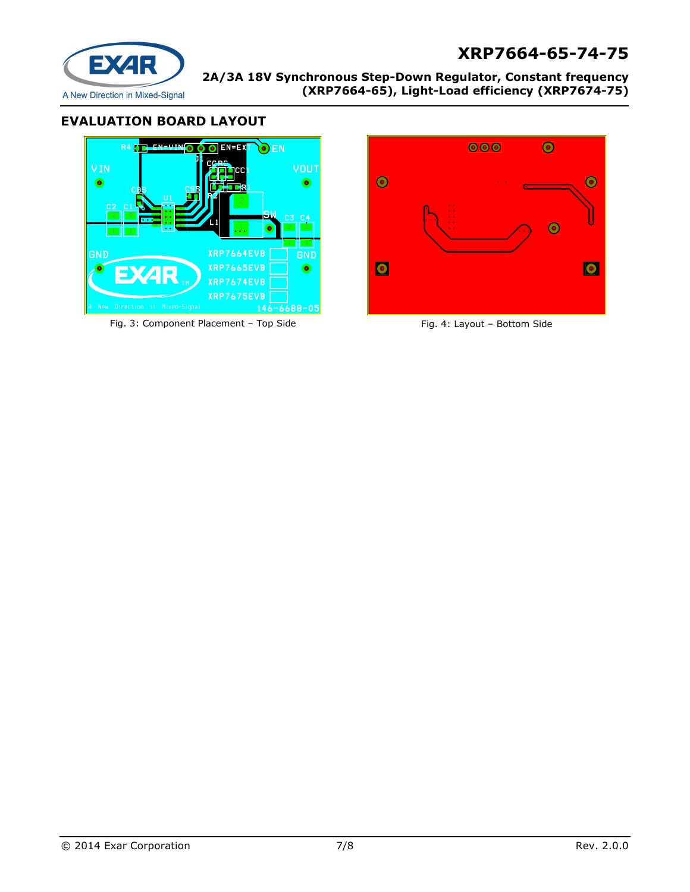## EVALUATION BOARD LAYOUT

Fig. 3: Component Placement – Top Side

Fig. 4: Layout – Bottom Side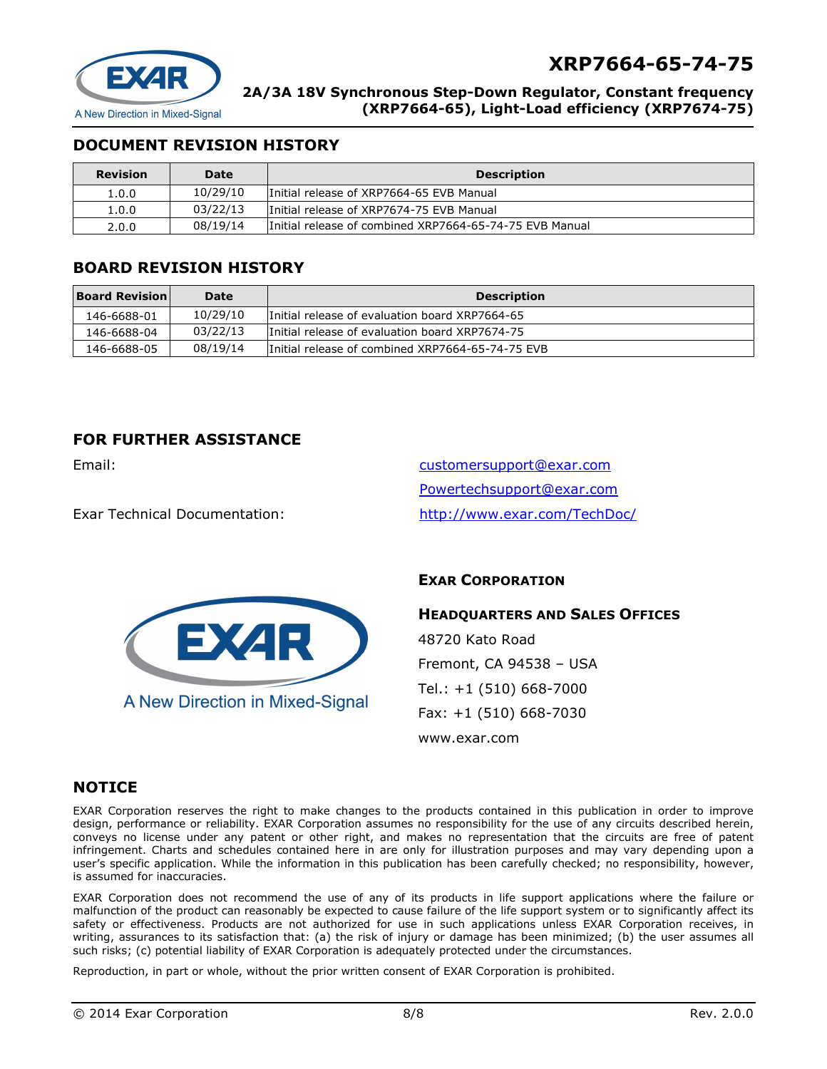## DOCUMENT REVISION HISTORY

| Revision | Date | Description |
|---|---|---|
| 1.0.0 | 10/29/10 | Initial release of XRP7664-65 EVB Manual |
| 1.0.0 | 03/22/13 | Initial release of XRP7674-75 EVB Manual |
| 2.0.0 | 08/19/14 | Initial release of combined XRP7664-65-74-75 EVB Manual |

## BOARD REVISION HISTORY

| Board Revision | Date | Description |
|---|---|---|
| 146-6688-01 | 10/29/10 | Initial release of evaluation board XRP7664-65 |
| 146-6688-04 | 03/22/13 | Initial release of evaluation board XRP7674-75 |
| 146-6688-05 | 08/19/14 | Initial release of combined XRP7664-65-74-75 EVB |

## FOR FURTHER ASSISTANCE

Email: customersupport@exar.com

Powertechsupport@exar.com

Exar Technical Documentation: http://www.exar.com/TechDoc/

**EXAR CORPORATION**

**HEADQUARTERS AND SALES OFFICES**

48720 Kato Road

Fremont, CA 94538 – USA

Tel.: +1 (510) 668-7000

Fax: +1 (510) 668-7030

www.exar.com

## NOTICE

EXAR Corporation reserves the right to make changes to the products contained in this publication in order to improve design, performance or reliability. EXAR Corporation assumes no responsibility for the use of any circuits described herein, conveys no license under any patent or other right, and makes no representation that the circuits are free of patent infringement. Charts and schedules contained here in are only for illustration purposes and may vary depending upon a user's specific application. While the information in this publication has been carefully checked; no responsibility, however, is assumed for inaccuracies.

EXAR Corporation does not recommend the use of any of its products in life support applications where the failure or malfunction of the product can reasonably be expected to cause failure of the life support system or to significantly affect its safety or effectiveness. Products are not authorized for use in such applications unless EXAR Corporation receives, in writing, assurances to its satisfaction that: (a) the risk of injury or damage has been minimized; (b) the user assumes all such risks; (c) potential liability of EXAR Corporation is adequately protected under the circumstances.

Reproduction, in part or whole, without the prior written consent of EXAR Corporation is prohibited.